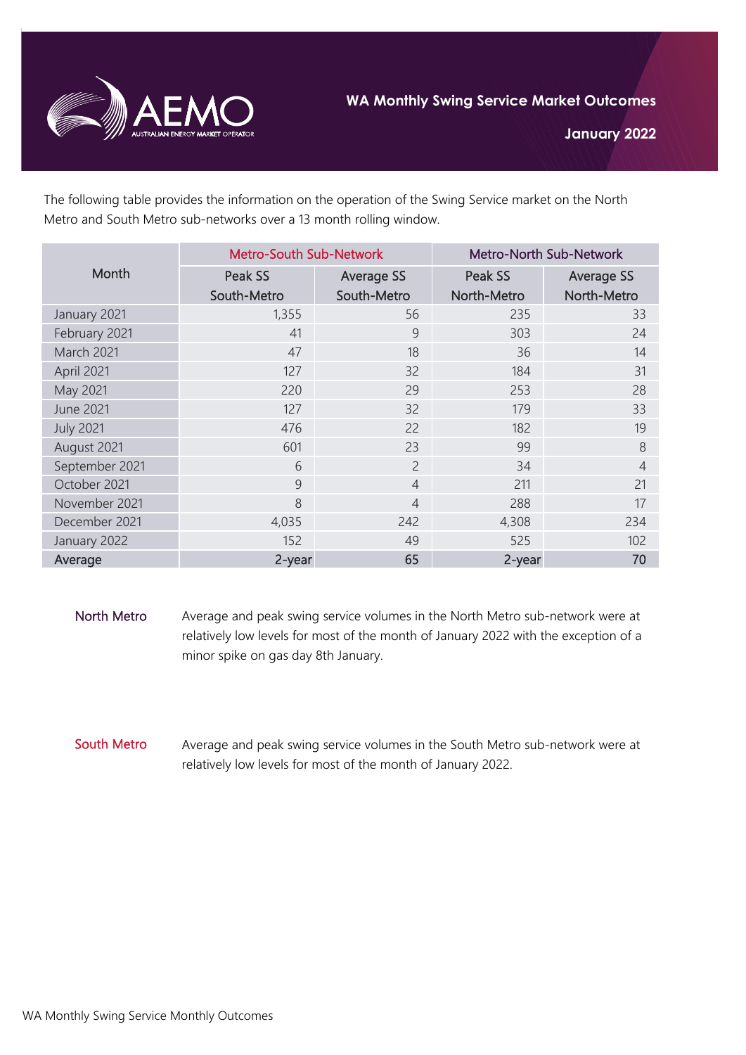# WA Monthly Swing Service Market Outcomes

## January 2022

The following table provides the information on the operation of the Swing Service market on the North Metro and South Metro sub-networks over a 13 month rolling window.

| Month | Metro-South Sub-Network | | Metro-North Sub-Network | |
|---|---|---|---|---|
| | Peak SS South-Metro | Average SS South-Metro | Peak SS North-Metro | Average SS North-Metro |
| January 2021 | 1,355 | 56 | 235 | 33 |
| February 2021 | 41 | 9 | 303 | 24 |
| March 2021 | 47 | 18 | 36 | 14 |
| April 2021 | 127 | 32 | 184 | 31 |
| May 2021 | 220 | 29 | 253 | 28 |
| June 2021 | 127 | 32 | 179 | 33 |
| July 2021 | 476 | 22 | 182 | 19 |
| August 2021 | 601 | 23 | 99 | 8 |
| September 2021 | 6 | 2 | 34 | 4 |
| October 2021 | 9 | 4 | 211 | 21 |
| November 2021 | 8 | 4 | 288 | 17 |
| December 2021 | 4,035 | 242 | 4,308 | 234 |
| January 2022 | 152 | 49 | 525 | 102 |
| **Average** | **2-year** | **65** | **2-year** | **70** |

**North Metro**

Average and peak swing service volumes in the North Metro sub-network were at relatively low levels for most of the month of January 2022 with the exception of a minor spike on gas day 8th January.

**South Metro**

Average and peak swing service volumes in the South Metro sub-network were at relatively low levels for most of the month of January 2022.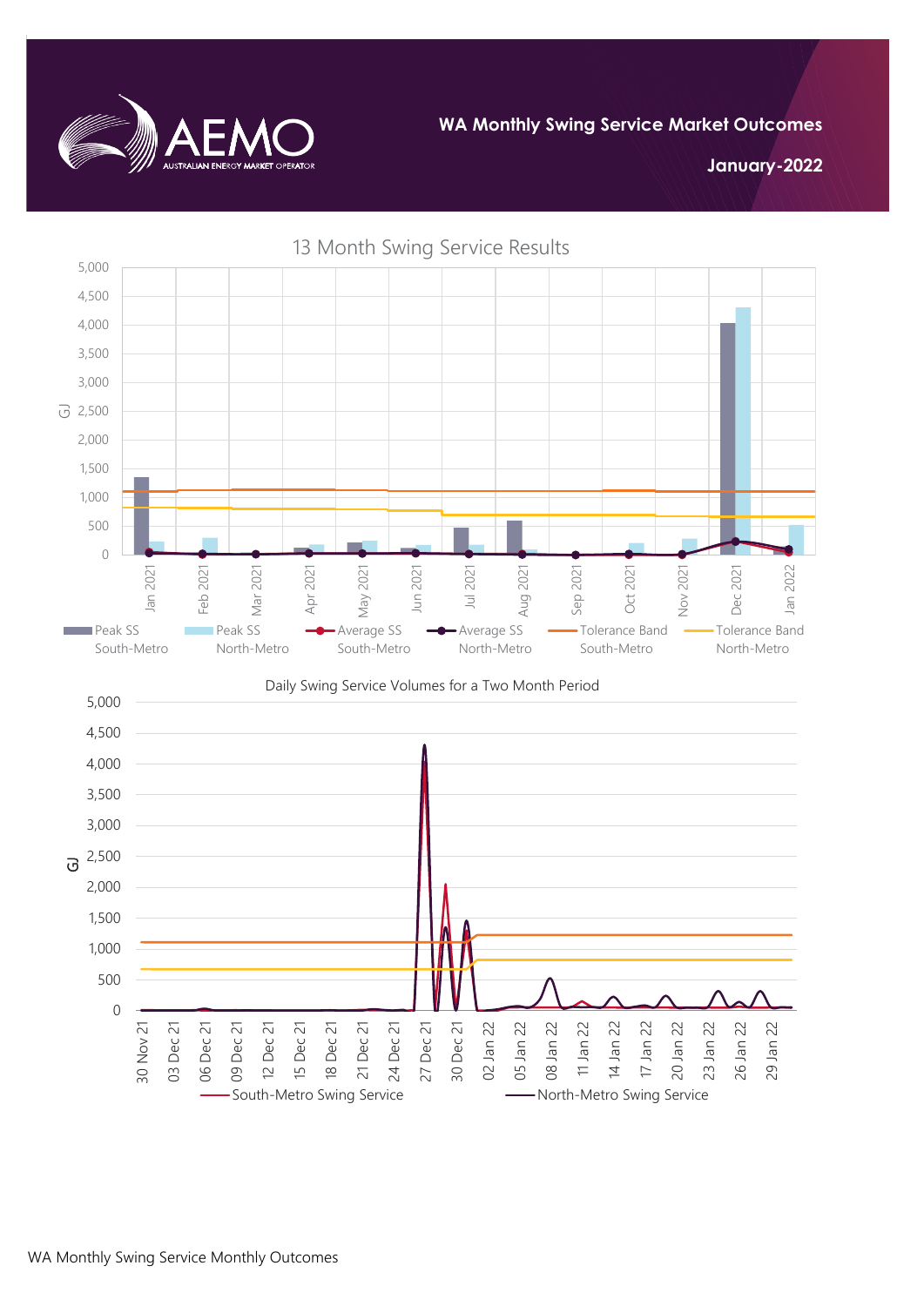**WA Monthly Swing Service Market Outcomes**

**January-2022**

13 Month Swing Service Results

GJ

Jan 2021, Feb 2021, Mar 2021, Apr 2021, May 2021, Jun 2021, Jul 2021, Aug 2021, Sep 2021, Oct 2021, Nov 2021, Dec 2021, Jan 2022

Peak SS South-Metro | Peak SS North-Metro | Average SS South-Metro | Average SS North-Metro | Tolerance Band South-Metro | Tolerance Band North-Metro

Daily Swing Service Volumes for a Two Month Period

GJ

30 Nov 21, 03 Dec 21, 06 Dec 21, 09 Dec 21, 12 Dec 21, 15 Dec 21, 18 Dec 21, 21 Dec 21, 24 Dec 21, 27 Dec 21, 30 Dec 21, 02 Jan 22, 05 Jan 22, 08 Jan 22, 11 Jan 22, 14 Jan 22, 17 Jan 22, 20 Jan 22, 23 Jan 22, 26 Jan 22, 29 Jan 22

South-Metro Swing Service | North-Metro Swing Service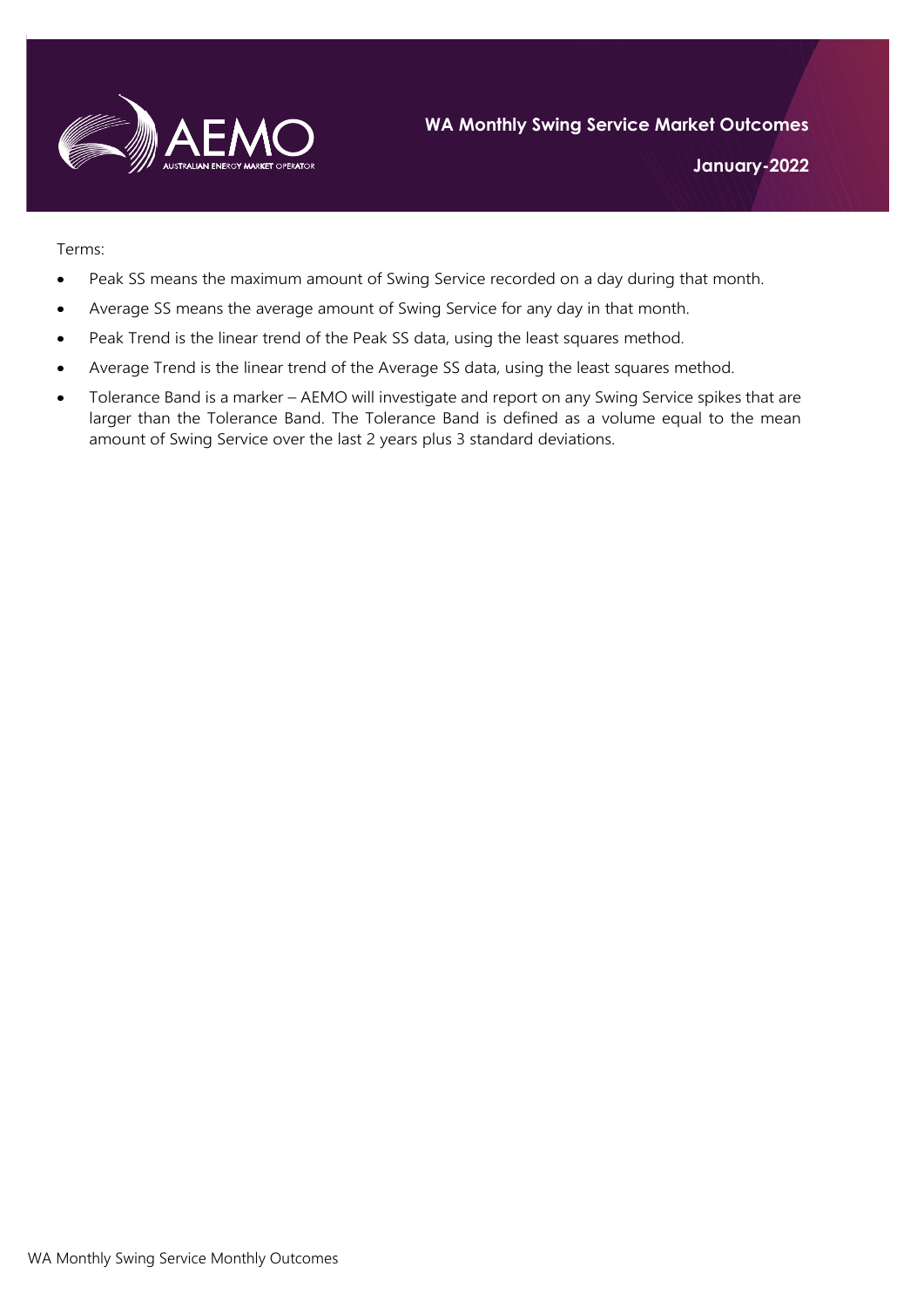Terms:

- Peak SS means the maximum amount of Swing Service recorded on a day during that month.
- Average SS means the average amount of Swing Service for any day in that month.
- Peak Trend is the linear trend of the Peak SS data, using the least squares method.
- Average Trend is the linear trend of the Average SS data, using the least squares method.
- Tolerance Band is a marker – AEMO will investigate and report on any Swing Service spikes that are larger than the Tolerance Band. The Tolerance Band is defined as a volume equal to the mean amount of Swing Service over the last 2 years plus 3 standard deviations.